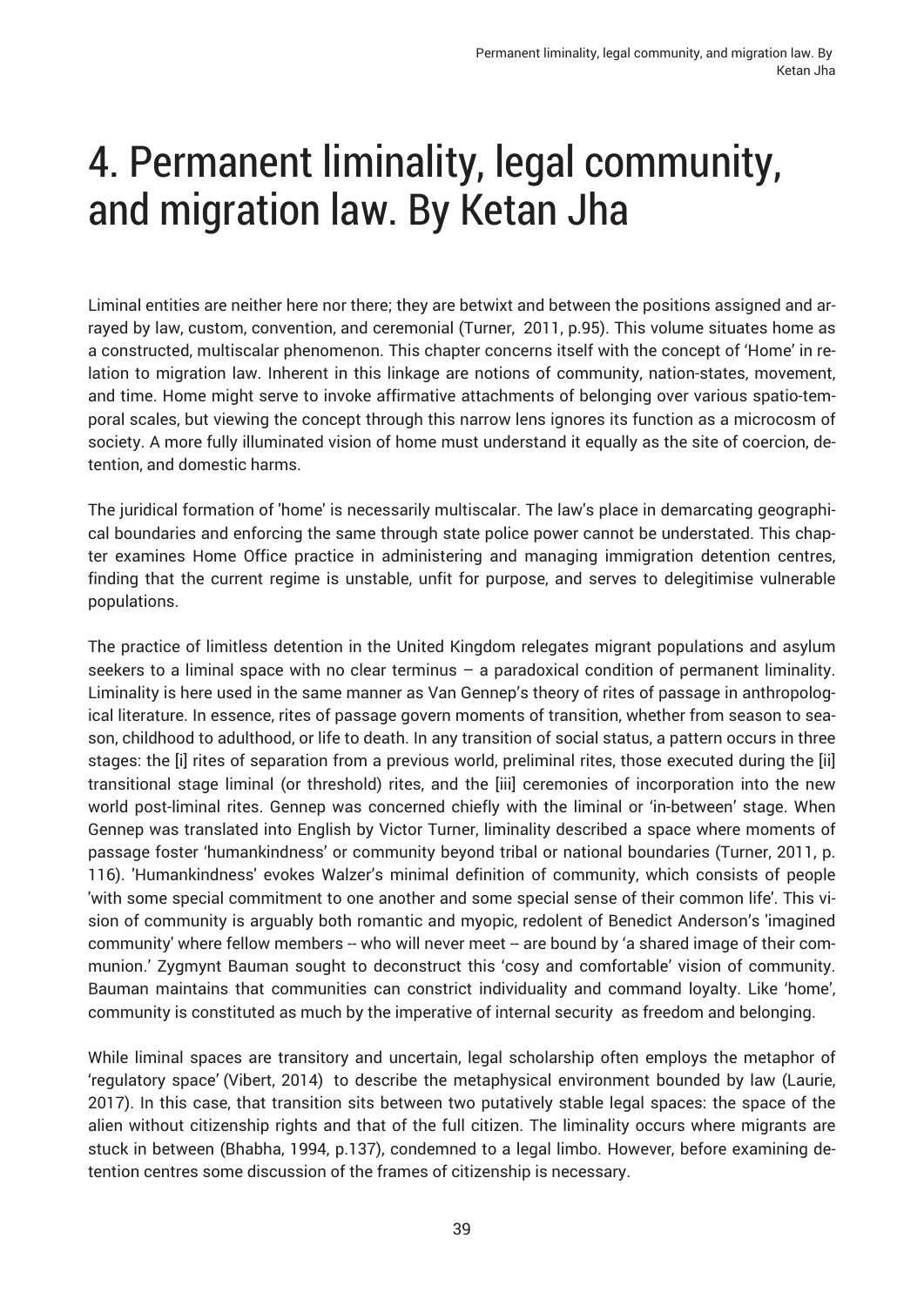# 4. Permanent liminality, legal community, and migration law. By Ketan Jha

Liminal entities are neither here nor there; they are betwixt and between the positions assigned and arrayed by law, custom, convention, and ceremonial (Turner,  2011, p.95). This volume situates home as a constructed, multiscalar phenomenon. This chapter concerns itself with the concept of 'Home' in relation to migration law. Inherent in this linkage are notions of community, nation-states, movement, and time. Home might serve to invoke affirmative attachments of belonging over various spatio-temporal scales, but viewing the concept through this narrow lens ignores its function as a microcosm of society. A more fully illuminated vision of home must understand it equally as the site of coercion, detention, and domestic harms.

The juridical formation of 'home' is necessarily multiscalar. The law's place in demarcating geographical boundaries and enforcing the same through state police power cannot be understated. This chapter examines Home Office practice in administering and managing immigration detention centres, finding that the current regime is unstable, unfit for purpose, and serves to delegitimise vulnerable populations.

The practice of limitless detention in the United Kingdom relegates migrant populations and asylum seekers to a liminal space with no clear terminus – a paradoxical condition of permanent liminality. Liminality is here used in the same manner as Van Gennep's theory of rites of passage in anthropological literature. In essence, rites of passage govern moments of transition, whether from season to season, childhood to adulthood, or life to death. In any transition of social status, a pattern occurs in three stages: the [i] rites of separation from a previous world, preliminal rites, those executed during the [ii] transitional stage liminal (or threshold) rites, and the [iii] ceremonies of incorporation into the new world post-liminal rites. Gennep was concerned chiefly with the liminal or 'in-between' stage. When Gennep was translated into English by Victor Turner, liminality described a space where moments of passage foster 'humankindness' or community beyond tribal or national boundaries (Turner, 2011, p. 116). 'Humankindness' evokes Walzer's minimal definition of community, which consists of people 'with some special commitment to one another and some special sense of their common life'. This vision of community is arguably both romantic and myopic, redolent of Benedict Anderson's 'imagined community' where fellow members -- who will never meet -- are bound by 'a shared image of their communion.' Zygmynt Bauman sought to deconstruct this 'cosy and comfortable' vision of community. Bauman maintains that communities can constrict individuality and command loyalty. Like 'home', community is constituted as much by the imperative of internal security  as freedom and belonging.

While liminal spaces are transitory and uncertain, legal scholarship often employs the metaphor of 'regulatory space' (Vibert, 2014)  to describe the metaphysical environment bounded by law (Laurie, 2017). In this case, that transition sits between two putatively stable legal spaces: the space of the alien without citizenship rights and that of the full citizen. The liminality occurs where migrants are stuck in between (Bhabha, 1994, p.137), condemned to a legal limbo. However, before examining detention centres some discussion of the frames of citizenship is necessary.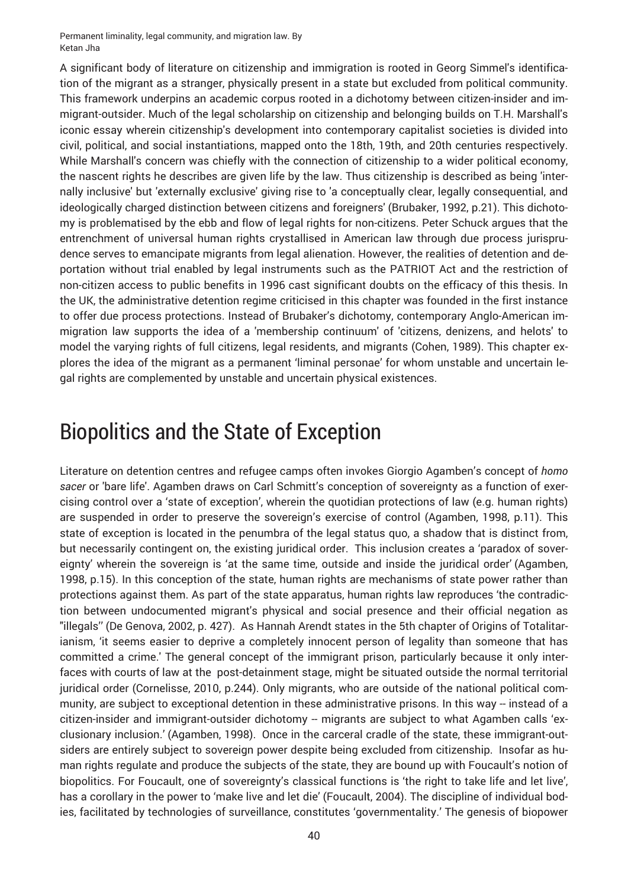A significant body of literature on citizenship and immigration is rooted in Georg Simmel's identification of the migrant as a stranger, physically present in a state but excluded from political community. This framework underpins an academic corpus rooted in a dichotomy between citizen-insider and immigrant-outsider. Much of the legal scholarship on citizenship and belonging builds on T.H. Marshall's iconic essay wherein citizenship's development into contemporary capitalist societies is divided into civil, political, and social instantiations, mapped onto the 18th, 19th, and 20th centuries respectively. While Marshall's concern was chiefly with the connection of citizenship to a wider political economy, the nascent rights he describes are given life by the law. Thus citizenship is described as being 'internally inclusive' but 'externally exclusive' giving rise to 'a conceptually clear, legally consequential, and ideologically charged distinction between citizens and foreigners' (Brubaker, 1992, p.21). This dichotomy is problematised by the ebb and flow of legal rights for non-citizens. Peter Schuck argues that the entrenchment of universal human rights crystallised in American law through due process jurisprudence serves to emancipate migrants from legal alienation. However, the realities of detention and deportation without trial enabled by legal instruments such as the PATRIOT Act and the restriction of non-citizen access to public benefits in 1996 cast significant doubts on the efficacy of this thesis. In the UK, the administrative detention regime criticised in this chapter was founded in the first instance to offer due process protections. Instead of Brubaker's dichotomy, contemporary Anglo-American immigration law supports the idea of a 'membership continuum' of 'citizens, denizens, and helots' to model the varying rights of full citizens, legal residents, and migrants (Cohen, 1989). This chapter explores the idea of the migrant as a permanent 'liminal personae' for whom unstable and uncertain legal rights are complemented by unstable and uncertain physical existences.

# Biopolitics and the State of Exception

Literature on detention centres and refugee camps often invokes Giorgio Agamben's concept of *homo sacer* or 'bare life'. Agamben draws on Carl Schmitt's conception of sovereignty as a function of exercising control over a 'state of exception', wherein the quotidian protections of law (e.g. human rights) are suspended in order to preserve the sovereign's exercise of control (Agamben, 1998, p.11). This state of exception is located in the penumbra of the legal status quo, a shadow that is distinct from, but necessarily contingent on, the existing juridical order. This inclusion creates a 'paradox of sovereignty' wherein the sovereign is 'at the same time, outside and inside the juridical order' (Agamben, 1998, p.15). In this conception of the state, human rights are mechanisms of state power rather than protections against them. As part of the state apparatus, human rights law reproduces 'the contradiction between undocumented migrant's physical and social presence and their official negation as "illegals"' (De Genova, 2002, p. 427). As Hannah Arendt states in the 5th chapter of Origins of Totalitarianism, 'it seems easier to deprive a completely innocent person of legality than someone that has committed a crime.' The general concept of the immigrant prison, particularly because it only interfaces with courts of law at the post-detainment stage, might be situated outside the normal territorial juridical order (Cornelisse, 2010, p.244). Only migrants, who are outside of the national political community, are subject to exceptional detention in these administrative prisons. In this way -- instead of a citizen-insider and immigrant-outsider dichotomy -- migrants are subject to what Agamben calls 'exclusionary inclusion.' (Agamben, 1998). Once in the carceral cradle of the state, these immigrant-outsiders are entirely subject to sovereign power despite being excluded from citizenship. Insofar as human rights regulate and produce the subjects of the state, they are bound up with Foucault's notion of biopolitics. For Foucault, one of sovereignty's classical functions is 'the right to take life and let live', has a corollary in the power to 'make live and let die' (Foucault, 2004). The discipline of individual bodies, facilitated by technologies of surveillance, constitutes 'governmentality.' The genesis of biopower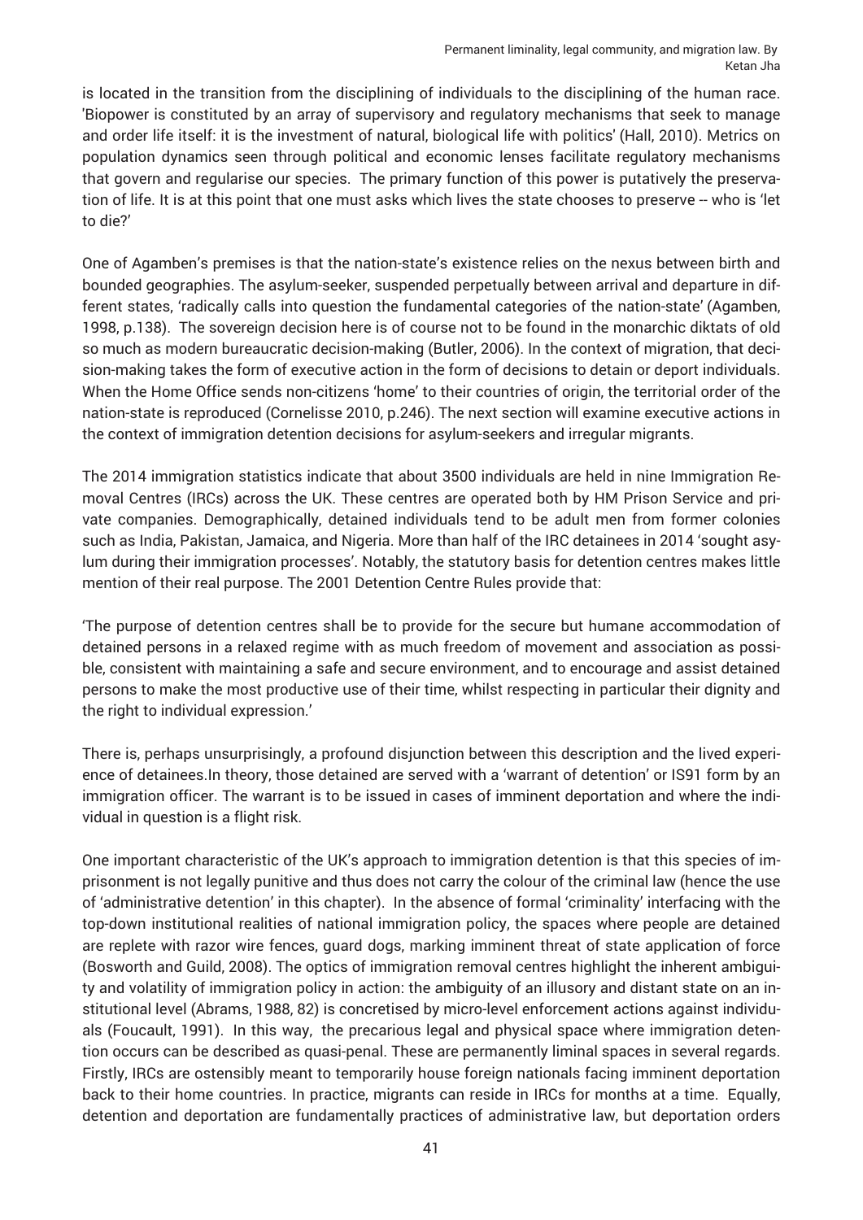is located in the transition from the disciplining of individuals to the disciplining of the human race. 'Biopower is constituted by an array of supervisory and regulatory mechanisms that seek to manage and order life itself: it is the investment of natural, biological life with politics' (Hall, 2010). Metrics on population dynamics seen through political and economic lenses facilitate regulatory mechanisms that govern and regularise our species. The primary function of this power is putatively the preservation of life. It is at this point that one must asks which lives the state chooses to preserve -- who is 'let to die?'

One of Agamben's premises is that the nation-state's existence relies on the nexus between birth and bounded geographies. The asylum-seeker, suspended perpetually between arrival and departure in different states, 'radically calls into question the fundamental categories of the nation-state' (Agamben, 1998, p.138). The sovereign decision here is of course not to be found in the monarchic diktats of old so much as modern bureaucratic decision-making (Butler, 2006). In the context of migration, that decision-making takes the form of executive action in the form of decisions to detain or deport individuals. When the Home Office sends non-citizens 'home' to their countries of origin, the territorial order of the nation-state is reproduced (Cornelisse 2010, p.246). The next section will examine executive actions in the context of immigration detention decisions for asylum-seekers and irregular migrants.

The 2014 immigration statistics indicate that about 3500 individuals are held in nine Immigration Removal Centres (IRCs) across the UK. These centres are operated both by HM Prison Service and private companies. Demographically, detained individuals tend to be adult men from former colonies such as India, Pakistan, Jamaica, and Nigeria. More than half of the IRC detainees in 2014 'sought asylum during their immigration processes'. Notably, the statutory basis for detention centres makes little mention of their real purpose. The 2001 Detention Centre Rules provide that:

'The purpose of detention centres shall be to provide for the secure but humane accommodation of detained persons in a relaxed regime with as much freedom of movement and association as possible, consistent with maintaining a safe and secure environment, and to encourage and assist detained persons to make the most productive use of their time, whilst respecting in particular their dignity and the right to individual expression.'

There is, perhaps unsurprisingly, a profound disjunction between this description and the lived experience of detainees.In theory, those detained are served with a 'warrant of detention' or IS91 form by an immigration officer. The warrant is to be issued in cases of imminent deportation and where the individual in question is a flight risk.

One important characteristic of the UK's approach to immigration detention is that this species of imprisonment is not legally punitive and thus does not carry the colour of the criminal law (hence the use of 'administrative detention' in this chapter). In the absence of formal 'criminality' interfacing with the top-down institutional realities of national immigration policy, the spaces where people are detained are replete with razor wire fences, guard dogs, marking imminent threat of state application of force (Bosworth and Guild, 2008). The optics of immigration removal centres highlight the inherent ambiguity and volatility of immigration policy in action: the ambiguity of an illusory and distant state on an institutional level (Abrams, 1988, 82) is concretised by micro-level enforcement actions against individuals (Foucault, 1991). In this way, the precarious legal and physical space where immigration detention occurs can be described as quasi-penal. These are permanently liminal spaces in several regards. Firstly, IRCs are ostensibly meant to temporarily house foreign nationals facing imminent deportation back to their home countries. In practice, migrants can reside in IRCs for months at a time. Equally, detention and deportation are fundamentally practices of administrative law, but deportation orders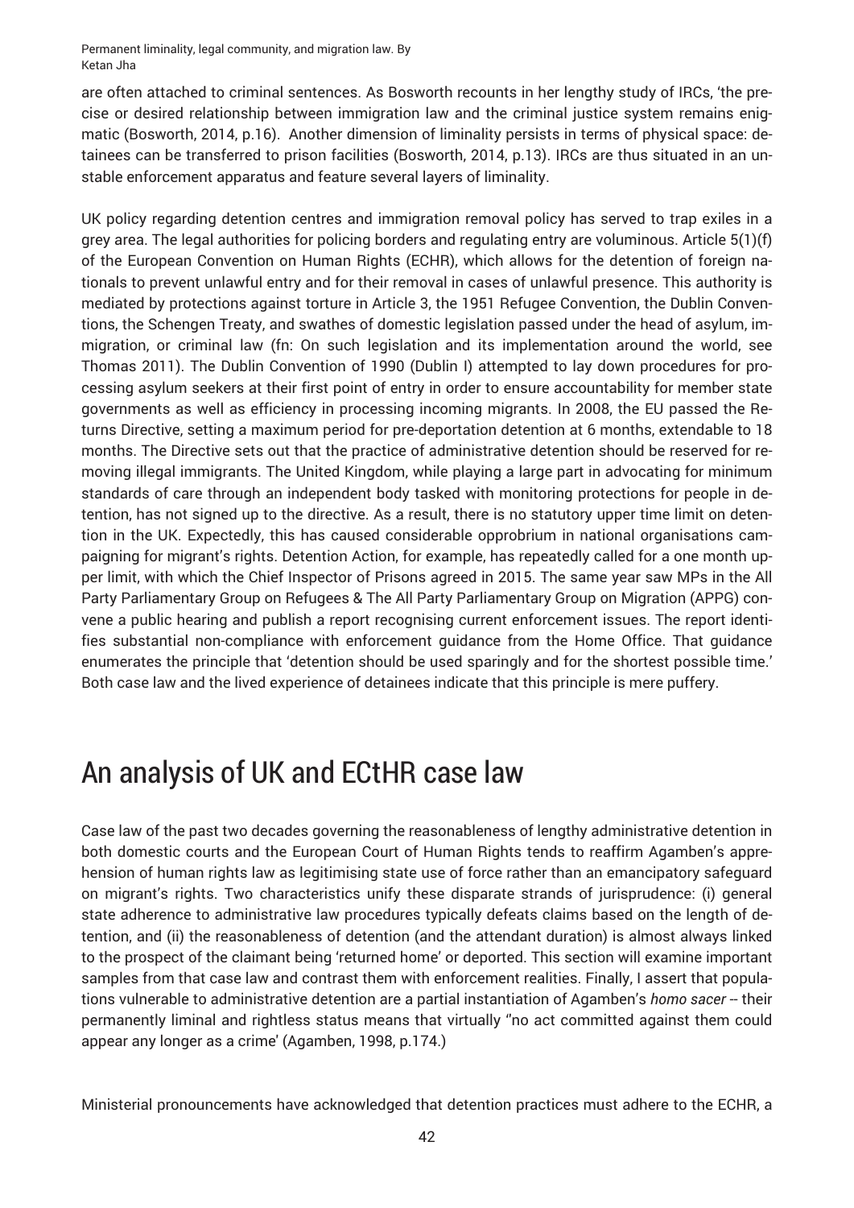are often attached to criminal sentences. As Bosworth recounts in her lengthy study of IRCs, 'the precise or desired relationship between immigration law and the criminal justice system remains enigmatic (Bosworth, 2014, p.16). Another dimension of liminality persists in terms of physical space: detainees can be transferred to prison facilities (Bosworth, 2014, p.13). IRCs are thus situated in an unstable enforcement apparatus and feature several layers of liminality.

UK policy regarding detention centres and immigration removal policy has served to trap exiles in a grey area. The legal authorities for policing borders and regulating entry are voluminous. Article 5(1)(f) of the European Convention on Human Rights (ECHR), which allows for the detention of foreign nationals to prevent unlawful entry and for their removal in cases of unlawful presence. This authority is mediated by protections against torture in Article 3, the 1951 Refugee Convention, the Dublin Conventions, the Schengen Treaty, and swathes of domestic legislation passed under the head of asylum, immigration, or criminal law (fn: On such legislation and its implementation around the world, see Thomas 2011). The Dublin Convention of 1990 (Dublin I) attempted to lay down procedures for processing asylum seekers at their first point of entry in order to ensure accountability for member state governments as well as efficiency in processing incoming migrants. In 2008, the EU passed the Returns Directive, setting a maximum period for pre-deportation detention at 6 months, extendable to 18 months. The Directive sets out that the practice of administrative detention should be reserved for removing illegal immigrants. The United Kingdom, while playing a large part in advocating for minimum standards of care through an independent body tasked with monitoring protections for people in detention, has not signed up to the directive. As a result, there is no statutory upper time limit on detention in the UK. Expectedly, this has caused considerable opprobrium in national organisations campaigning for migrant's rights. Detention Action, for example, has repeatedly called for a one month upper limit, with which the Chief Inspector of Prisons agreed in 2015. The same year saw MPs in the All Party Parliamentary Group on Refugees & The All Party Parliamentary Group on Migration (APPG) convene a public hearing and publish a report recognising current enforcement issues. The report identifies substantial non-compliance with enforcement guidance from the Home Office. That guidance enumerates the principle that 'detention should be used sparingly and for the shortest possible time.' Both case law and the lived experience of detainees indicate that this principle is mere puffery.

## An analysis of UK and ECtHR case law

Case law of the past two decades governing the reasonableness of lengthy administrative detention in both domestic courts and the European Court of Human Rights tends to reaffirm Agamben's apprehension of human rights law as legitimising state use of force rather than an emancipatory safeguard on migrant's rights. Two characteristics unify these disparate strands of jurisprudence: (i) general state adherence to administrative law procedures typically defeats claims based on the length of detention, and (ii) the reasonableness of detention (and the attendant duration) is almost always linked to the prospect of the claimant being 'returned home' or deported. This section will examine important samples from that case law and contrast them with enforcement realities. Finally, I assert that populations vulnerable to administrative detention are a partial instantiation of Agamben's *homo sacer* -- their permanently liminal and rightless status means that virtually ''no act committed against them could appear any longer as a crime' (Agamben, 1998, p.174.)

Ministerial pronouncements have acknowledged that detention practices must adhere to the ECHR, a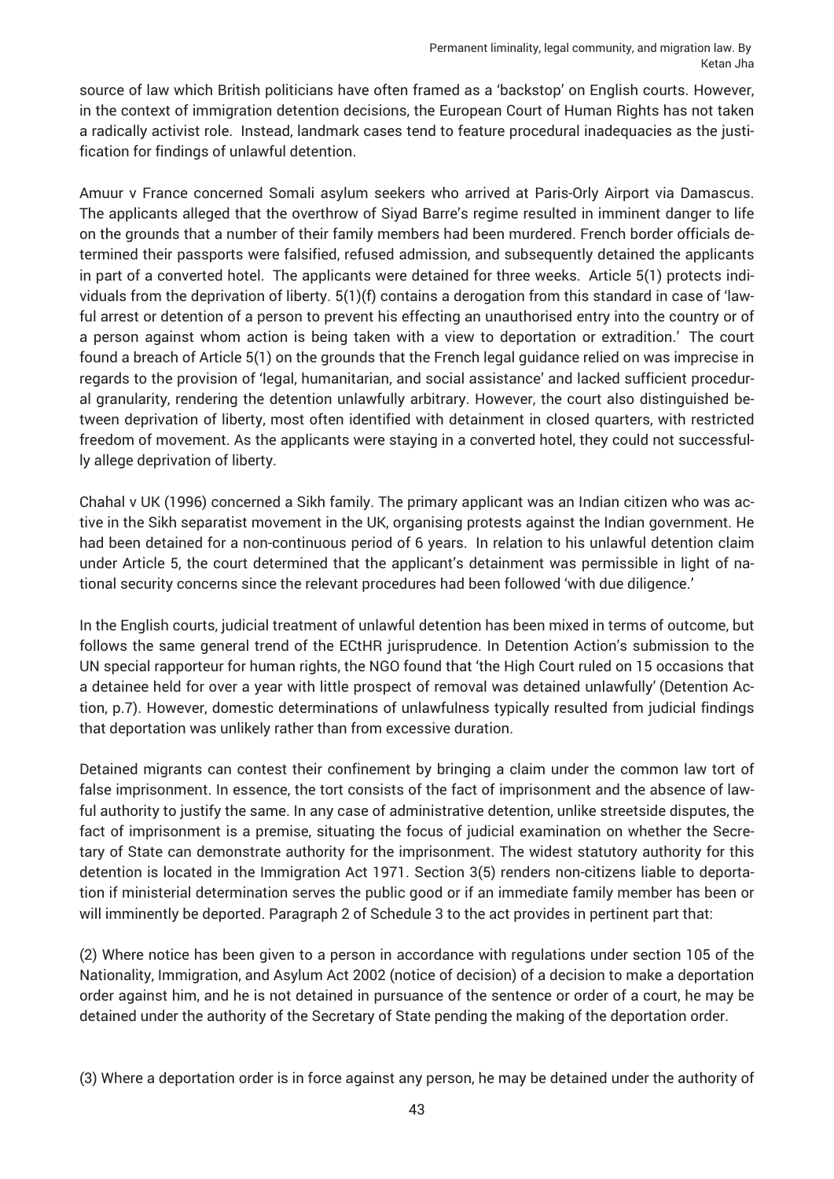source of law which British politicians have often framed as a 'backstop' on English courts. However, in the context of immigration detention decisions, the European Court of Human Rights has not taken a radically activist role. Instead, landmark cases tend to feature procedural inadequacies as the justification for findings of unlawful detention.

Amuur v France concerned Somali asylum seekers who arrived at Paris-Orly Airport via Damascus. The applicants alleged that the overthrow of Siyad Barre's regime resulted in imminent danger to life on the grounds that a number of their family members had been murdered. French border officials determined their passports were falsified, refused admission, and subsequently detained the applicants in part of a converted hotel. The applicants were detained for three weeks. Article 5(1) protects individuals from the deprivation of liberty. 5(1)(f) contains a derogation from this standard in case of 'lawful arrest or detention of a person to prevent his effecting an unauthorised entry into the country or of a person against whom action is being taken with a view to deportation or extradition.' The court found a breach of Article 5(1) on the grounds that the French legal guidance relied on was imprecise in regards to the provision of 'legal, humanitarian, and social assistance' and lacked sufficient procedural granularity, rendering the detention unlawfully arbitrary. However, the court also distinguished between deprivation of liberty, most often identified with detainment in closed quarters, with restricted freedom of movement. As the applicants were staying in a converted hotel, they could not successfully allege deprivation of liberty.

Chahal v UK (1996) concerned a Sikh family. The primary applicant was an Indian citizen who was active in the Sikh separatist movement in the UK, organising protests against the Indian government. He had been detained for a non-continuous period of 6 years. In relation to his unlawful detention claim under Article 5, the court determined that the applicant's detainment was permissible in light of national security concerns since the relevant procedures had been followed 'with due diligence.'

In the English courts, judicial treatment of unlawful detention has been mixed in terms of outcome, but follows the same general trend of the ECtHR jurisprudence. In Detention Action's submission to the UN special rapporteur for human rights, the NGO found that 'the High Court ruled on 15 occasions that a detainee held for over a year with little prospect of removal was detained unlawfully' (Detention Action, p.7). However, domestic determinations of unlawfulness typically resulted from judicial findings that deportation was unlikely rather than from excessive duration.

Detained migrants can contest their confinement by bringing a claim under the common law tort of false imprisonment. In essence, the tort consists of the fact of imprisonment and the absence of lawful authority to justify the same. In any case of administrative detention, unlike streetside disputes, the fact of imprisonment is a premise, situating the focus of judicial examination on whether the Secretary of State can demonstrate authority for the imprisonment. The widest statutory authority for this detention is located in the Immigration Act 1971. Section 3(5) renders non-citizens liable to deportation if ministerial determination serves the public good or if an immediate family member has been or will imminently be deported. Paragraph 2 of Schedule 3 to the act provides in pertinent part that:

(2) Where notice has been given to a person in accordance with regulations under section 105 of the Nationality, Immigration, and Asylum Act 2002 (notice of decision) of a decision to make a deportation order against him, and he is not detained in pursuance of the sentence or order of a court, he may be detained under the authority of the Secretary of State pending the making of the deportation order.

(3) Where a deportation order is in force against any person, he may be detained under the authority of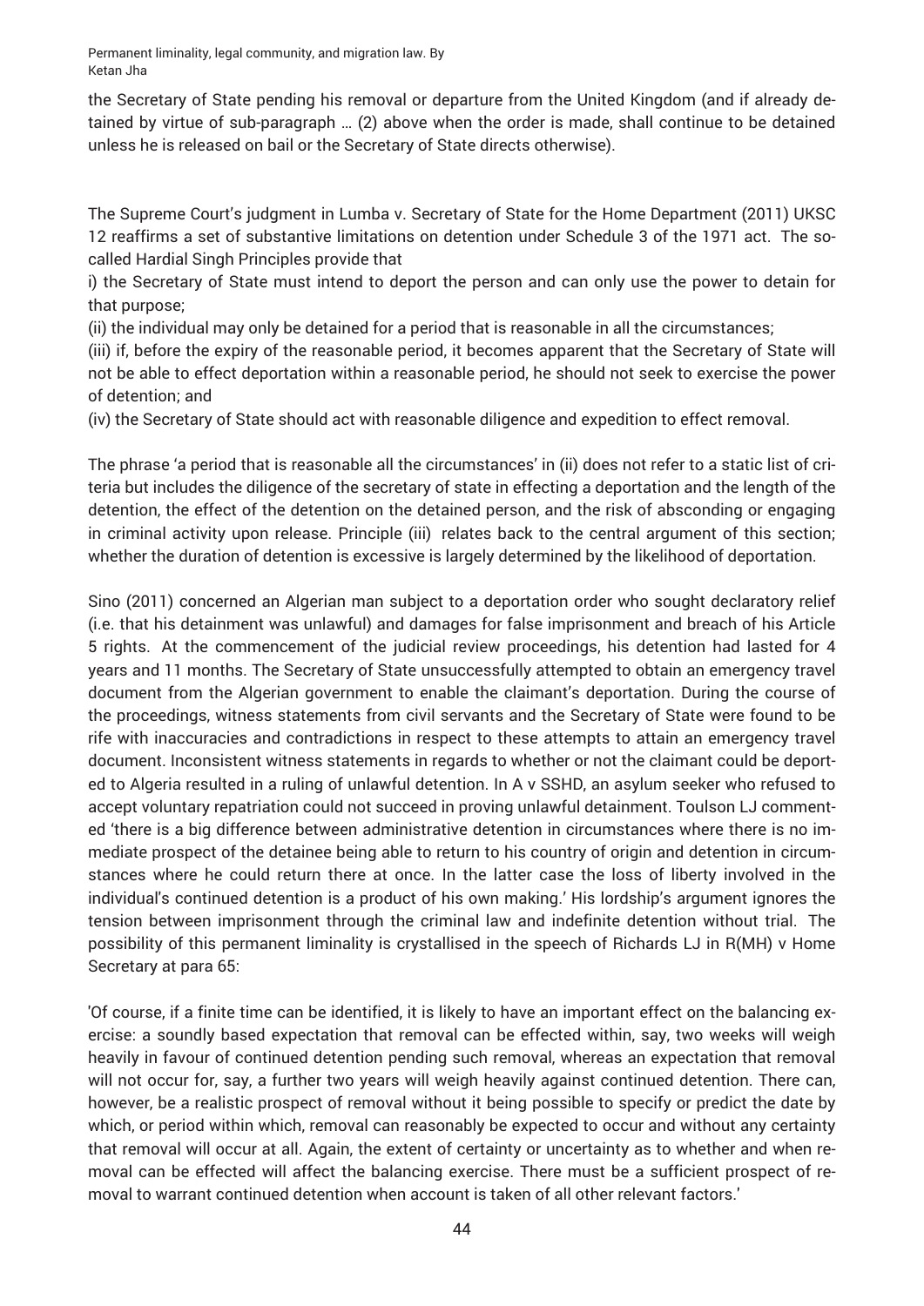the Secretary of State pending his removal or departure from the United Kingdom (and if already detained by virtue of sub-paragraph … (2) above when the order is made, shall continue to be detained unless he is released on bail or the Secretary of State directs otherwise).

The Supreme Court's judgment in Lumba v. Secretary of State for the Home Department (2011) UKSC 12 reaffirms a set of substantive limitations on detention under Schedule 3 of the 1971 act. The so-called Hardial Singh Principles provide that

i) the Secretary of State must intend to deport the person and can only use the power to detain for that purpose;

(ii) the individual may only be detained for a period that is reasonable in all the circumstances;

(iii) if, before the expiry of the reasonable period, it becomes apparent that the Secretary of State will not be able to effect deportation within a reasonable period, he should not seek to exercise the power of detention; and

(iv) the Secretary of State should act with reasonable diligence and expedition to effect removal.

The phrase 'a period that is reasonable all the circumstances' in (ii) does not refer to a static list of criteria but includes the diligence of the secretary of state in effecting a deportation and the length of the detention, the effect of the detention on the detained person, and the risk of absconding or engaging in criminal activity upon release. Principle (iii) relates back to the central argument of this section; whether the duration of detention is excessive is largely determined by the likelihood of deportation.

Sino (2011) concerned an Algerian man subject to a deportation order who sought declaratory relief (i.e. that his detainment was unlawful) and damages for false imprisonment and breach of his Article 5 rights. At the commencement of the judicial review proceedings, his detention had lasted for 4 years and 11 months. The Secretary of State unsuccessfully attempted to obtain an emergency travel document from the Algerian government to enable the claimant's deportation. During the course of the proceedings, witness statements from civil servants and the Secretary of State were found to be rife with inaccuracies and contradictions in respect to these attempts to attain an emergency travel document. Inconsistent witness statements in regards to whether or not the claimant could be deported to Algeria resulted in a ruling of unlawful detention. In A v SSHD, an asylum seeker who refused to accept voluntary repatriation could not succeed in proving unlawful detainment. Toulson LJ commented 'there is a big difference between administrative detention in circumstances where there is no immediate prospect of the detainee being able to return to his country of origin and detention in circumstances where he could return there at once. In the latter case the loss of liberty involved in the individual's continued detention is a product of his own making.' His lordship's argument ignores the tension between imprisonment through the criminal law and indefinite detention without trial. The possibility of this permanent liminality is crystallised in the speech of Richards LJ in R(MH) v Home Secretary at para 65:

'Of course, if a finite time can be identified, it is likely to have an important effect on the balancing exercise: a soundly based expectation that removal can be effected within, say, two weeks will weigh heavily in favour of continued detention pending such removal, whereas an expectation that removal will not occur for, say, a further two years will weigh heavily against continued detention. There can, however, be a realistic prospect of removal without it being possible to specify or predict the date by which, or period within which, removal can reasonably be expected to occur and without any certainty that removal will occur at all. Again, the extent of certainty or uncertainty as to whether and when removal can be effected will affect the balancing exercise. There must be a sufficient prospect of removal to warrant continued detention when account is taken of all other relevant factors.'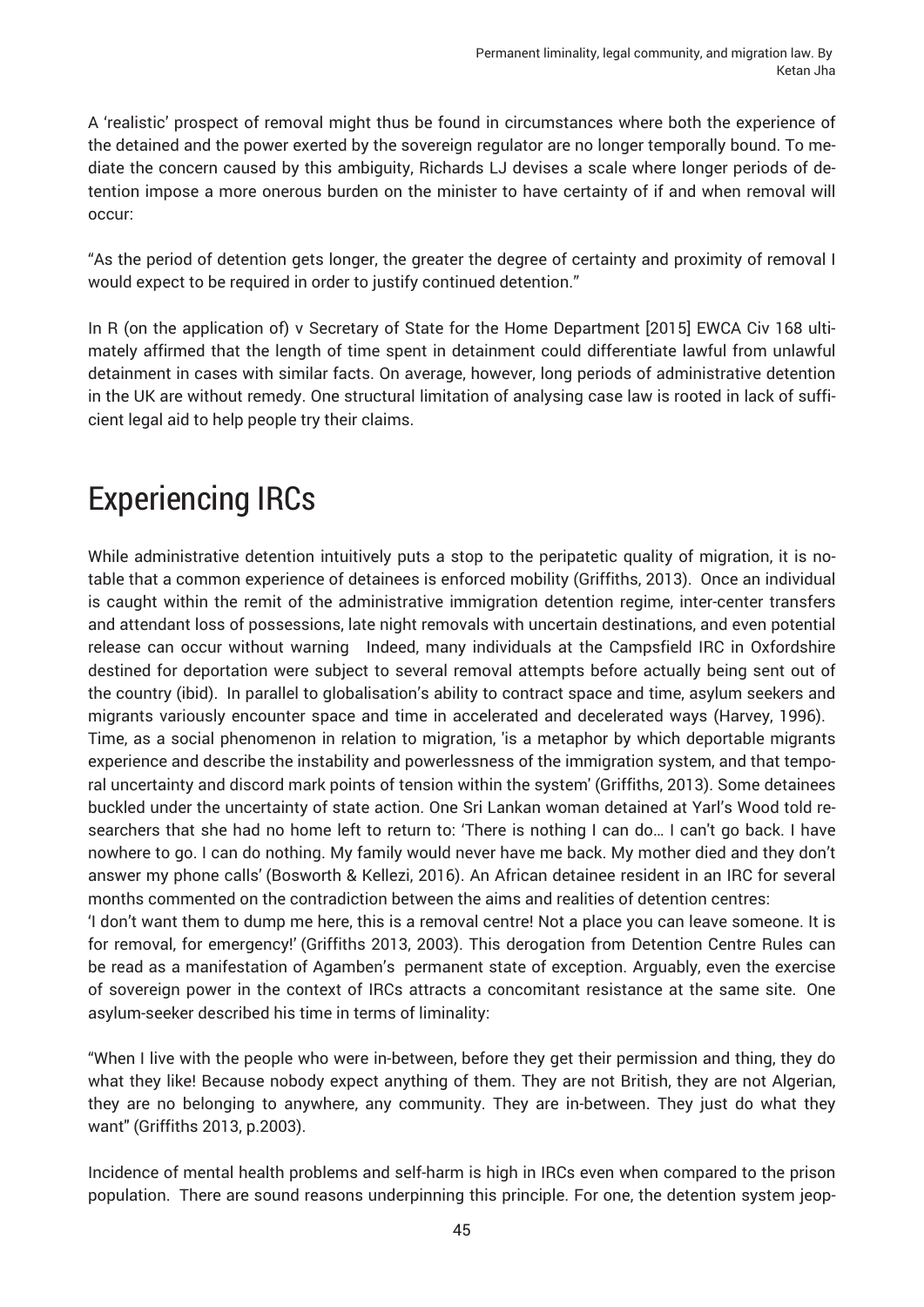A 'realistic' prospect of removal might thus be found in circumstances where both the experience of the detained and the power exerted by the sovereign regulator are no longer temporally bound. To mediate the concern caused by this ambiguity, Richards LJ devises a scale where longer periods of detention impose a more onerous burden on the minister to have certainty of if and when removal will occur:

"As the period of detention gets longer, the greater the degree of certainty and proximity of removal I would expect to be required in order to justify continued detention."

In R (on the application of) v Secretary of State for the Home Department [2015] EWCA Civ 168 ultimately affirmed that the length of time spent in detainment could differentiate lawful from unlawful detainment in cases with similar facts. On average, however, long periods of administrative detention in the UK are without remedy. One structural limitation of analysing case law is rooted in lack of sufficient legal aid to help people try their claims.

# Experiencing IRCs

While administrative detention intuitively puts a stop to the peripatetic quality of migration, it is notable that a common experience of detainees is enforced mobility (Griffiths, 2013). Once an individual is caught within the remit of the administrative immigration detention regime, inter-center transfers and attendant loss of possessions, late night removals with uncertain destinations, and even potential release can occur without warning Indeed, many individuals at the Campsfield IRC in Oxfordshire destined for deportation were subject to several removal attempts before actually being sent out of the country (ibid). In parallel to globalisation's ability to contract space and time, asylum seekers and migrants variously encounter space and time in accelerated and decelerated ways (Harvey, 1996).
Time, as a social phenomenon in relation to migration, 'is a metaphor by which deportable migrants experience and describe the instability and powerlessness of the immigration system, and that temporal uncertainty and discord mark points of tension within the system' (Griffiths, 2013). Some detainees buckled under the uncertainty of state action. One Sri Lankan woman detained at Yarl's Wood told researchers that she had no home left to return to: 'There is nothing I can do… I can't go back. I have nowhere to go. I can do nothing. My family would never have me back. My mother died and they don't answer my phone calls' (Bosworth & Kellezi, 2016). An African detainee resident in an IRC for several months commented on the contradiction between the aims and realities of detention centres:
'I don't want them to dump me here, this is a removal centre! Not a place you can leave someone. It is for removal, for emergency!' (Griffiths 2013, 2003). This derogation from Detention Centre Rules can be read as a manifestation of Agamben's permanent state of exception. Arguably, even the exercise of sovereign power in the context of IRCs attracts a concomitant resistance at the same site. One asylum-seeker described his time in terms of liminality:

"When I live with the people who were in-between, before they get their permission and thing, they do what they like! Because nobody expect anything of them. They are not British, they are not Algerian, they are no belonging to anywhere, any community. They are in-between. They just do what they want" (Griffiths 2013, p.2003).

Incidence of mental health problems and self-harm is high in IRCs even when compared to the prison population. There are sound reasons underpinning this principle. For one, the detention system jeop-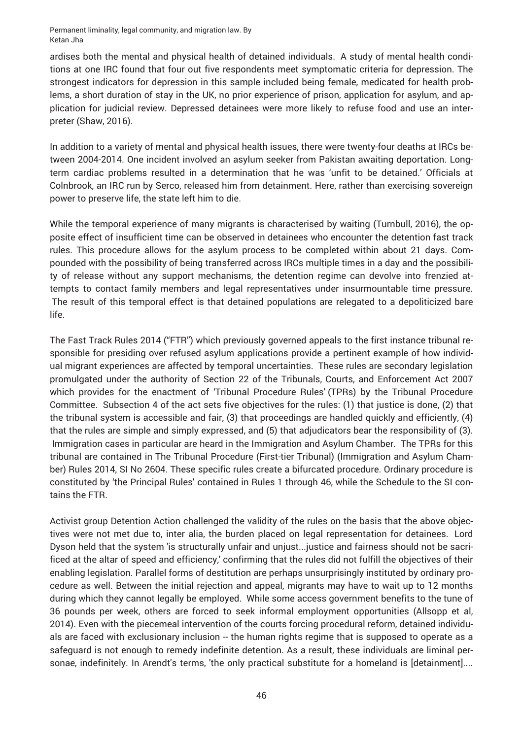ardises both the mental and physical health of detained individuals. A study of mental health conditions at one IRC found that four out five respondents meet symptomatic criteria for depression. The strongest indicators for depression in this sample included being female, medicated for health problems, a short duration of stay in the UK, no prior experience of prison, application for asylum, and application for judicial review. Depressed detainees were more likely to refuse food and use an interpreter (Shaw, 2016).

In addition to a variety of mental and physical health issues, there were twenty-four deaths at IRCs between 2004-2014. One incident involved an asylum seeker from Pakistan awaiting deportation. Long-term cardiac problems resulted in a determination that he was 'unfit to be detained.' Officials at Colnbrook, an IRC run by Serco, released him from detainment. Here, rather than exercising sovereign power to preserve life, the state left him to die.

While the temporal experience of many migrants is characterised by waiting (Turnbull, 2016), the opposite effect of insufficient time can be observed in detainees who encounter the detention fast track rules. This procedure allows for the asylum process to be completed within about 21 days. Compounded with the possibility of being transferred across IRCs multiple times in a day and the possibility of release without any support mechanisms, the detention regime can devolve into frenzied attempts to contact family members and legal representatives under insurmountable time pressure. The result of this temporal effect is that detained populations are relegated to a depoliticized bare life.

The Fast Track Rules 2014 ("FTR") which previously governed appeals to the first instance tribunal responsible for presiding over refused asylum applications provide a pertinent example of how individual migrant experiences are affected by temporal uncertainties. These rules are secondary legislation promulgated under the authority of Section 22 of the Tribunals, Courts, and Enforcement Act 2007 which provides for the enactment of 'Tribunal Procedure Rules' (TPRs) by the Tribunal Procedure Committee. Subsection 4 of the act sets five objectives for the rules: (1) that justice is done, (2) that the tribunal system is accessible and fair, (3) that proceedings are handled quickly and efficiently, (4) that the rules are simple and simply expressed, and (5) that adjudicators bear the responsibility of (3). Immigration cases in particular are heard in the Immigration and Asylum Chamber. The TPRs for this tribunal are contained in The Tribunal Procedure (First-tier Tribunal) (Immigration and Asylum Chamber) Rules 2014, SI No 2604. These specific rules create a bifurcated procedure. Ordinary procedure is constituted by 'the Principal Rules' contained in Rules 1 through 46, while the Schedule to the SI contains the FTR.

Activist group Detention Action challenged the validity of the rules on the basis that the above objectives were not met due to, inter alia, the burden placed on legal representation for detainees. Lord Dyson held that the system 'is structurally unfair and unjust...justice and fairness should not be sacrificed at the altar of speed and efficiency,' confirming that the rules did not fulfill the objectives of their enabling legislation. Parallel forms of destitution are perhaps unsurprisingly instituted by ordinary procedure as well. Between the initial rejection and appeal, migrants may have to wait up to 12 months during which they cannot legally be employed. While some access government benefits to the tune of 36 pounds per week, others are forced to seek informal employment opportunities (Allsopp et al, 2014). Even with the piecemeal intervention of the courts forcing procedural reform, detained individuals are faced with exclusionary inclusion -- the human rights regime that is supposed to operate as a safeguard is not enough to remedy indefinite detention. As a result, these individuals are liminal personae, indefinitely. In Arendt's terms, 'the only practical substitute for a homeland is [detainment]....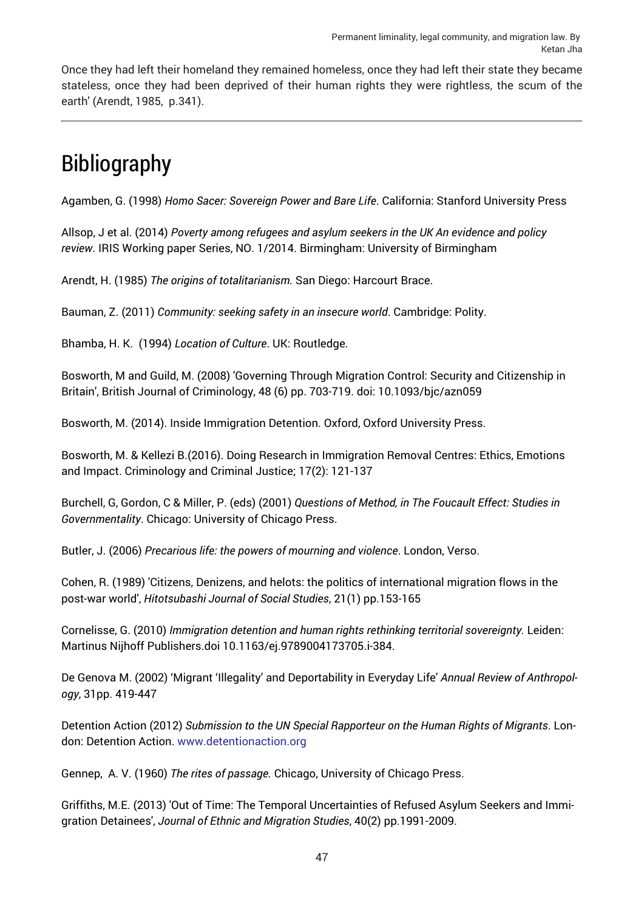Once they had left their homeland they remained homeless, once they had left their state they became stateless, once they had been deprived of their human rights they were rightless, the scum of the earth' (Arendt, 1985, p.341).

---

# Bibliography

Agamben, G. (1998) *Homo Sacer: Sovereign Power and Bare Life*. California: Stanford University Press

Allsop, J et al. (2014) *Poverty among refugees and asylum seekers in the UK An evidence and policy review*. IRIS Working paper Series, NO. 1/2014. Birmingham: University of Birmingham

Arendt, H. (1985) *The origins of totalitarianism.* San Diego: Harcourt Brace.

Bauman, Z. (2011) *Community: seeking safety in an insecure world*. Cambridge: Polity.

Bhamba, H. K. (1994) *Location of Culture*. UK: Routledge.

Bosworth, M and Guild, M. (2008) 'Governing Through Migration Control: Security and Citizenship in Britain', British Journal of Criminology, 48 (6) pp. 703-719. doi: 10.1093/bjc/azn059

Bosworth, M. (2014). Inside Immigration Detention. Oxford, Oxford University Press.

Bosworth, M. & Kellezi B.(2016). Doing Research in Immigration Removal Centres: Ethics, Emotions and Impact. Criminology and Criminal Justice; 17(2): 121-137

Burchell, G, Gordon, C & Miller, P. (eds) (2001) *Questions of Method, in The Foucault Effect: Studies in Governmentality*. Chicago: University of Chicago Press.

Butler, J. (2006) *Precarious life: the powers of mourning and violence*. London, Verso.

Cohen, R. (1989) 'Citizens, Denizens, and helots: the politics of international migration flows in the post-war world', *Hitotsubashi Journal of Social Studies*, 21(1) pp.153-165

Cornelisse, G. (2010) *Immigration detention and human rights rethinking territorial sovereignty.* Leiden: Martinus Nijhoff Publishers.doi 10.1163/ej.9789004173705.i-384.

De Genova M. (2002) 'Migrant 'Illegality' and Deportability in Everyday Life' *Annual Review of Anthropology*, 31pp. 419-447

Detention Action (2012) *Submission to the UN Special Rapporteur on the Human Rights of Migrants*. London: Detention Action. www.detentionaction.org

Gennep, A. V. (1960) *The rites of passage.* Chicago, University of Chicago Press.

Griffiths, M.E. (2013) 'Out of Time: The Temporal Uncertainties of Refused Asylum Seekers and Immigration Detainees', *Journal of Ethnic and Migration Studies*, 40(2) pp.1991-2009.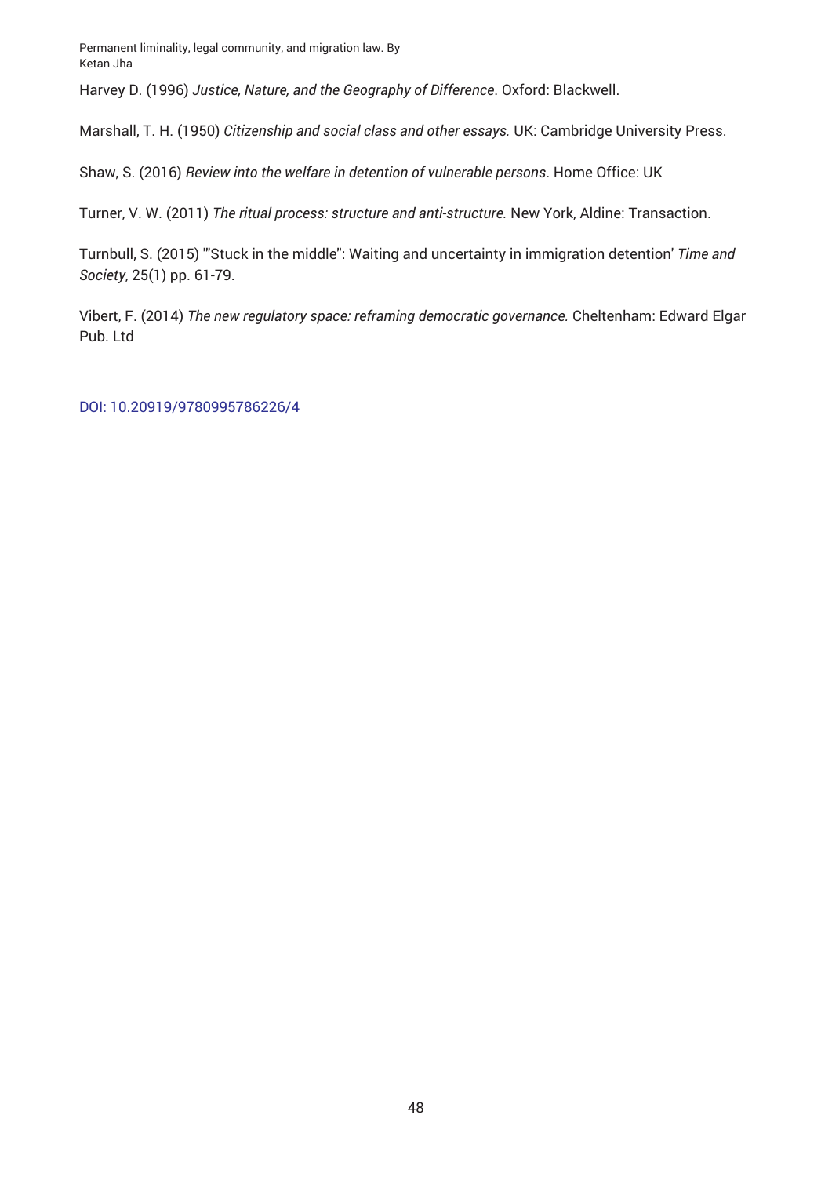Harvey D. (1996) *Justice, Nature, and the Geography of Difference*. Oxford: Blackwell.

Marshall, T. H. (1950) *Citizenship and social class and other essays.* UK: Cambridge University Press.

Shaw, S. (2016) *Review into the welfare in detention of vulnerable persons*. Home Office: UK

Turner, V. W. (2011) *The ritual process: structure and anti-structure.* New York, Aldine: Transaction.

Turnbull, S. (2015) '"Stuck in the middle": Waiting and uncertainty in immigration detention' *Time and Society*, 25(1) pp. 61-79.

Vibert, F. (2014) *The new regulatory space: reframing democratic governance.* Cheltenham: Edward Elgar Pub. Ltd

DOI: 10.20919/9780995786226/4